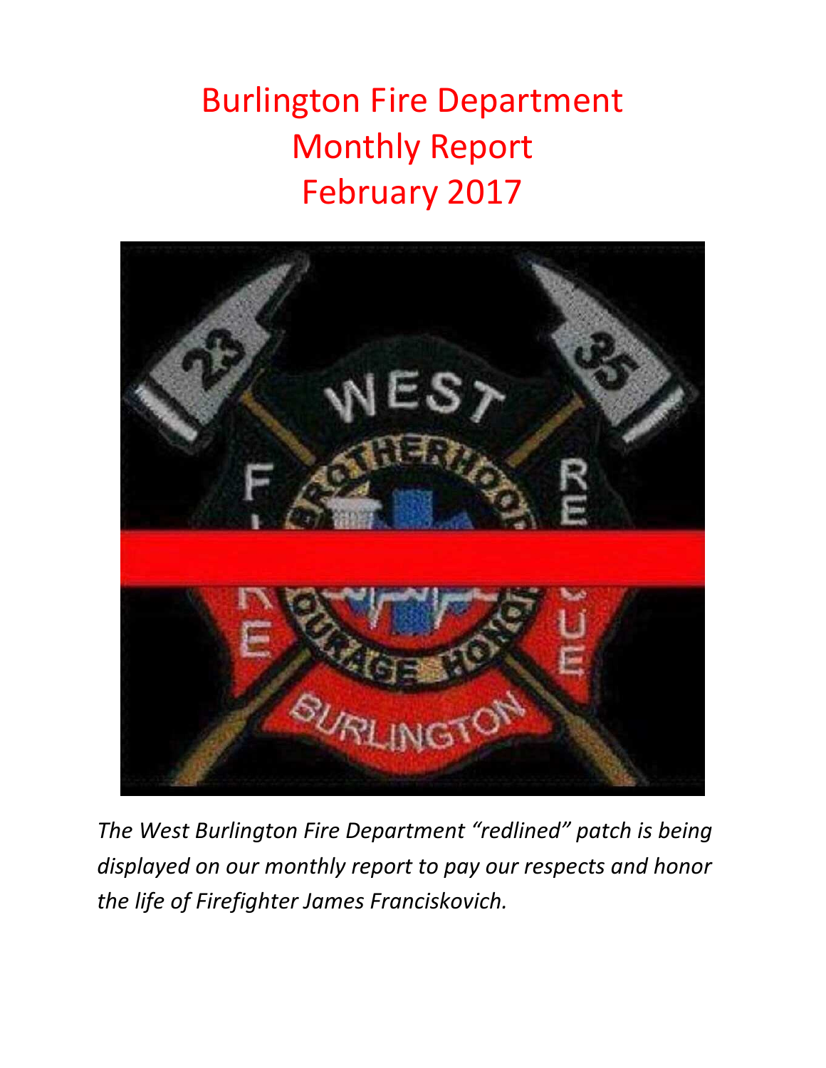# Burlington Fire Department
# Monthly Report
# February 2017

*The West Burlington Fire Department "redlined" patch is being displayed on our monthly report to pay our respects and honor the life of Firefighter James Franciskovich.*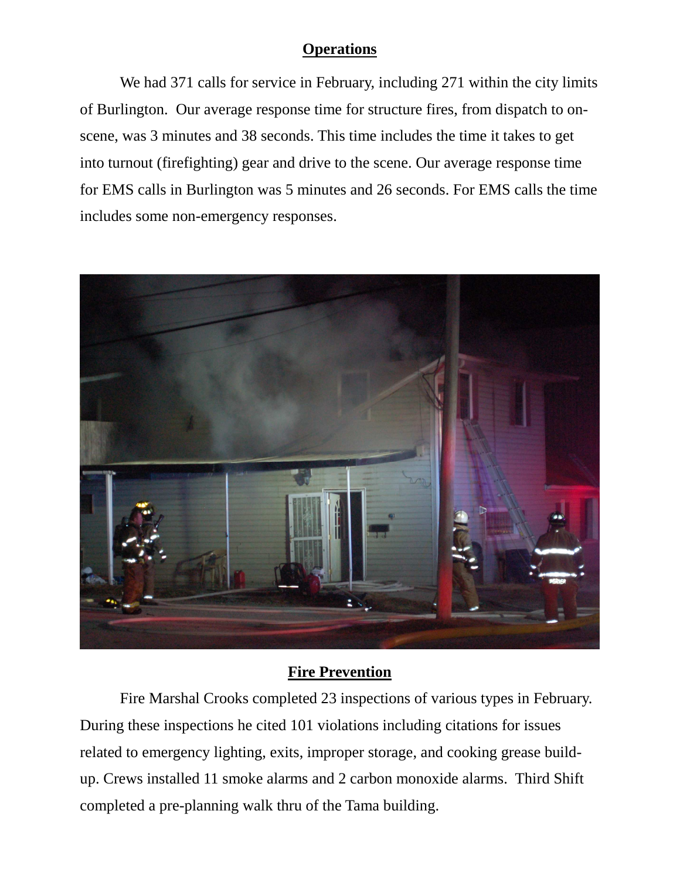## Operations

We had 371 calls for service in February, including 271 within the city limits of Burlington. Our average response time for structure fires, from dispatch to on-scene, was 3 minutes and 38 seconds. This time includes the time it takes to get into turnout (firefighting) gear and drive to the scene. Our average response time for EMS calls in Burlington was 5 minutes and 26 seconds. For EMS calls the time includes some non-emergency responses.

## Fire Prevention

Fire Marshal Crooks completed 23 inspections of various types in February. During these inspections he cited 101 violations including citations for issues related to emergency lighting, exits, improper storage, and cooking grease build-up. Crews installed 11 smoke alarms and 2 carbon monoxide alarms. Third Shift completed a pre-planning walk thru of the Tama building.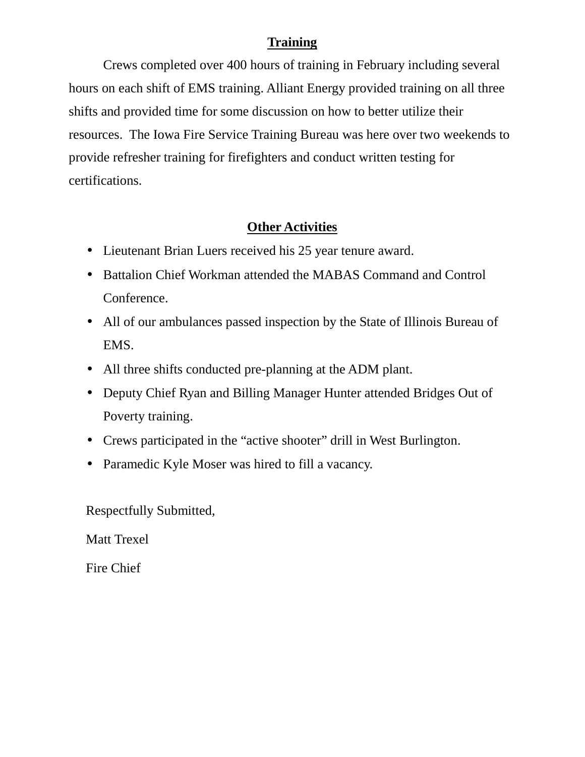## Training

Crews completed over 400 hours of training in February including several hours on each shift of EMS training. Alliant Energy provided training on all three shifts and provided time for some discussion on how to better utilize their resources. The Iowa Fire Service Training Bureau was here over two weekends to provide refresher training for firefighters and conduct written testing for certifications.

## Other Activities

- Lieutenant Brian Luers received his 25 year tenure award.
- Battalion Chief Workman attended the MABAS Command and Control Conference.
- All of our ambulances passed inspection by the State of Illinois Bureau of EMS.
- All three shifts conducted pre-planning at the ADM plant.
- Deputy Chief Ryan and Billing Manager Hunter attended Bridges Out of Poverty training.
- Crews participated in the "active shooter" drill in West Burlington.
- Paramedic Kyle Moser was hired to fill a vacancy.

Respectfully Submitted,

Matt Trexel

Fire Chief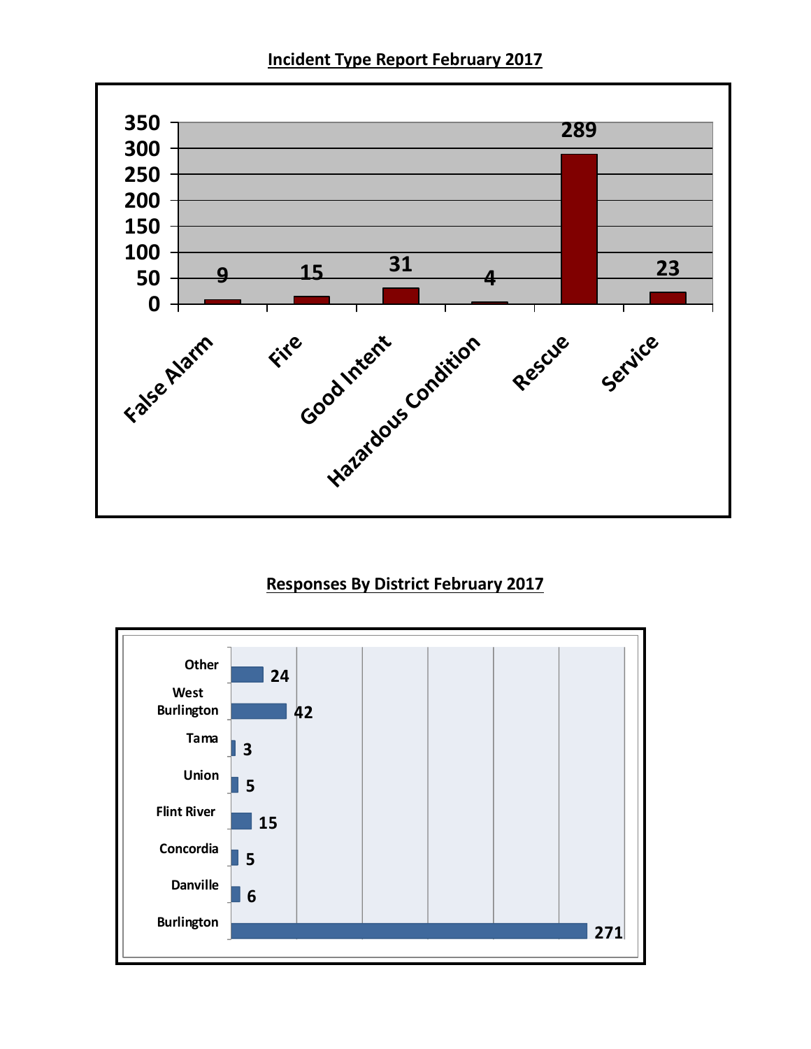**Incident Type Report February 2017**

350
300
250
200
150
100
50
0

9
15
31
4
289
23

False Alarm
Fire
Good Intent
Hazardous Condition
Rescue
Service

**Responses By District February 2017**

Other 24
West Burlington 42
Tama 3
Union 5
Flint River 15
Concordia 5
Danville 6
Burlington 271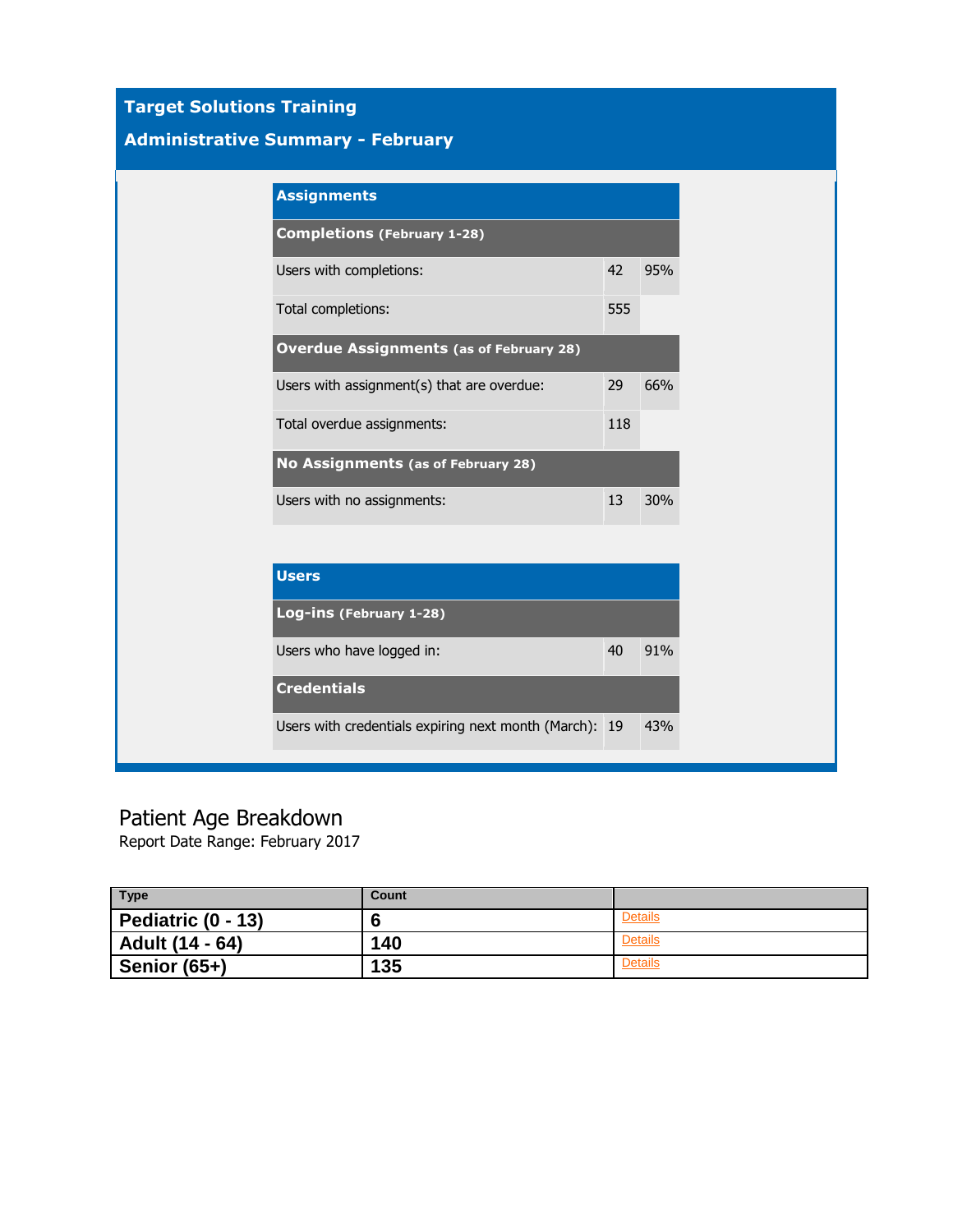# Target Solutions Training

## Administrative Summary - February

| Assignments | | |
|---|---|---|
| **Completions** (February 1-28) | | |
| Users with completions: | 42 | 95% |
| Total completions: | 555 | |
| **Overdue Assignments** (as of February 28) | | |
| Users with assignment(s) that are overdue: | 29 | 66% |
| Total overdue assignments: | 118 | |
| **No Assignments** (as of February 28) | | |
| Users with no assignments: | 13 | 30% |

| Users | | |
|---|---|---|
| **Log-ins** (February 1-28) | | |
| Users who have logged in: | 40 | 91% |
| **Credentials** | | |
| Users with credentials expiring next month (March): | 19 | 43% |

## Patient Age Breakdown

Report Date Range: February 2017

| Type | Count | |
|---|---|---|
| **Pediatric (0 - 13)** | **6** | Details |
| **Adult (14 - 64)** | **140** | Details |
| **Senior (65+)** | **135** | Details |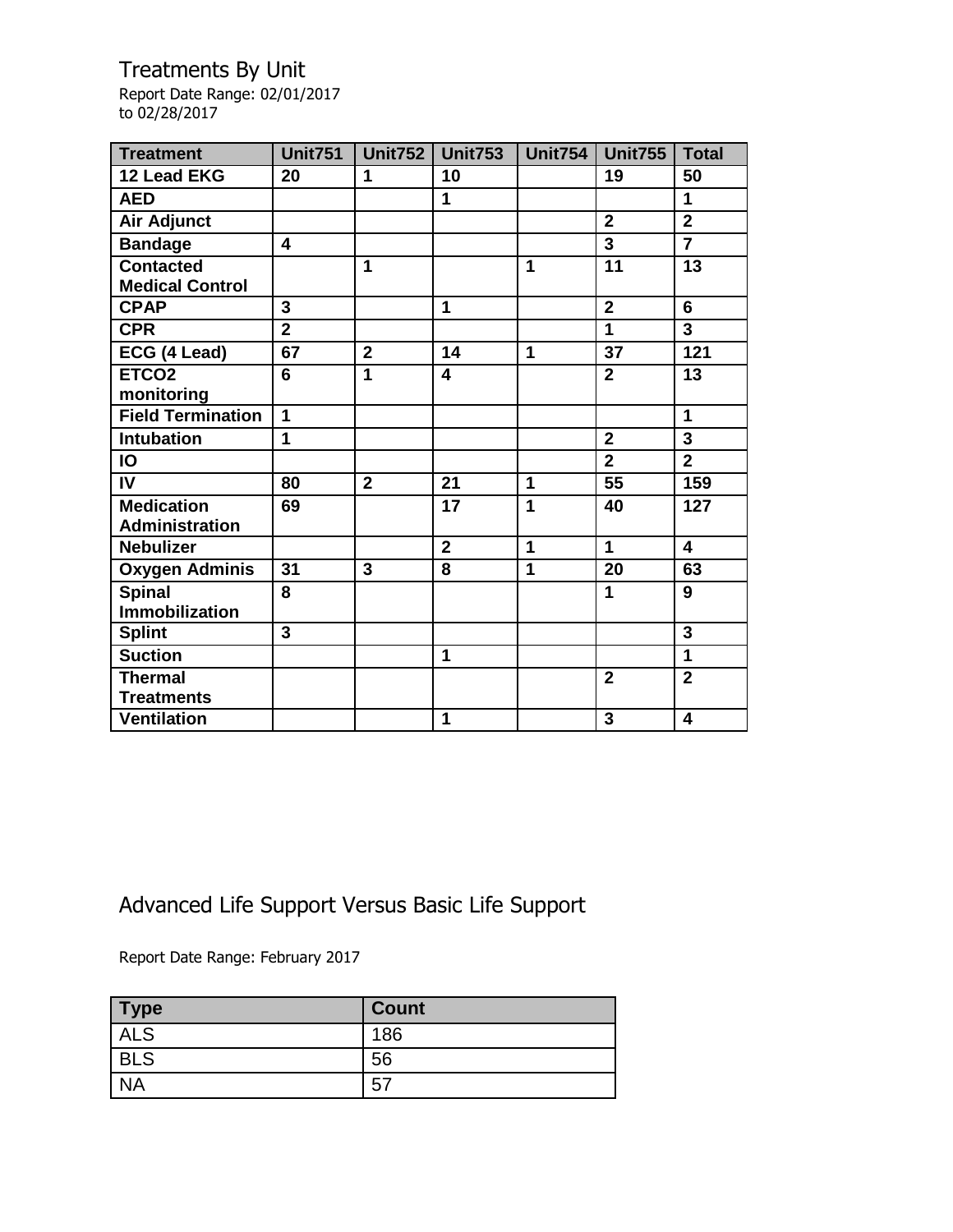# Treatments By Unit

Report Date Range: 02/01/2017 to 02/28/2017

| Treatment | Unit751 | Unit752 | Unit753 | Unit754 | Unit755 | Total |
|---|---|---|---|---|---|---|
| 12 Lead EKG | 20 | 1 | 10 | | 19 | 50 |
| AED | | | 1 | | | 1 |
| Air Adjunct | | | | | 2 | 2 |
| Bandage | 4 | | | | 3 | 7 |
| Contacted Medical Control | | 1 | | 1 | 11 | 13 |
| CPAP | 3 | | 1 | | 2 | 6 |
| CPR | 2 | | | | 1 | 3 |
| ECG (4 Lead) | 67 | 2 | 14 | 1 | 37 | 121 |
| ETCO2 monitoring | 6 | 1 | 4 | | 2 | 13 |
| Field Termination | 1 | | | | | 1 |
| Intubation | 1 | | | | 2 | 3 |
| IO | | | | | 2 | 2 |
| IV | 80 | 2 | 21 | 1 | 55 | 159 |
| Medication Administration | 69 | | 17 | 1 | 40 | 127 |
| Nebulizer | | | 2 | 1 | 1 | 4 |
| Oxygen Adminis | 31 | 3 | 8 | 1 | 20 | 63 |
| Spinal Immobilization | 8 | | | | 1 | 9 |
| Splint | 3 | | | | | 3 |
| Suction | | | 1 | | | 1 |
| Thermal Treatments | | | | | 2 | 2 |
| Ventilation | | | 1 | | 3 | 4 |

# Advanced Life Support Versus Basic Life Support

Report Date Range: February 2017

| Type | Count |
|---|---|
| ALS | 186 |
| BLS | 56 |
| NA | 57 |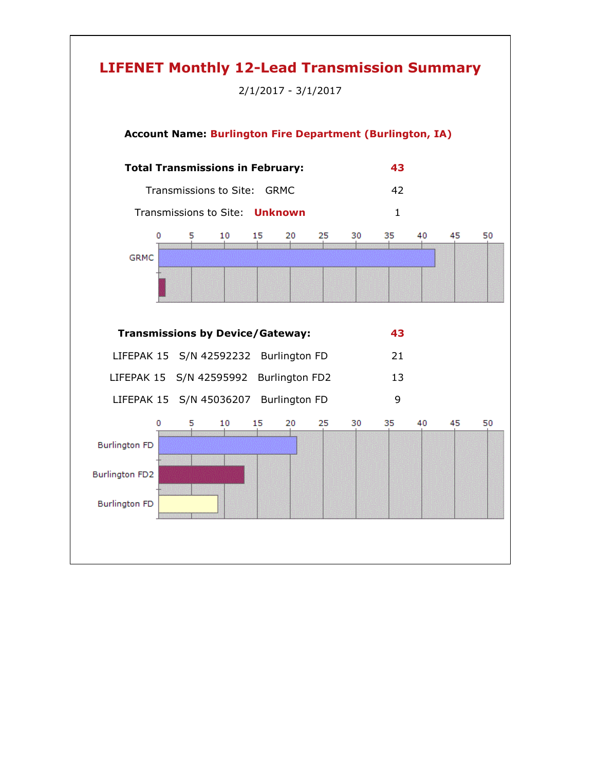# LIFENET Monthly 12-Lead Transmission Summary

2/1/2017 - 3/1/2017

**Account Name: Burlington Fire Department (Burlington, IA)**

| | | |
|---|---|---|
| **Total Transmissions in February:** | | **43** |
| Transmissions to Site: | GRMC | 42 |
| Transmissions to Site: | **Unknown** | 1 |

0 5 10 15 20 25 30 35 40 45 50

GRMC

| | | | |
|---|---|---|---|
| **Transmissions by Device/Gateway:** | | | **43** |
| LIFEPAK 15 | S/N 42592232 | Burlington FD | 21 |
| LIFEPAK 15 | S/N 42595992 | Burlington FD2 | 13 |
| LIFEPAK 15 | S/N 45036207 | Burlington FD | 9 |

0 5 10 15 20 25 30 35 40 45 50

Burlington FD

Burlington FD2

Burlington FD